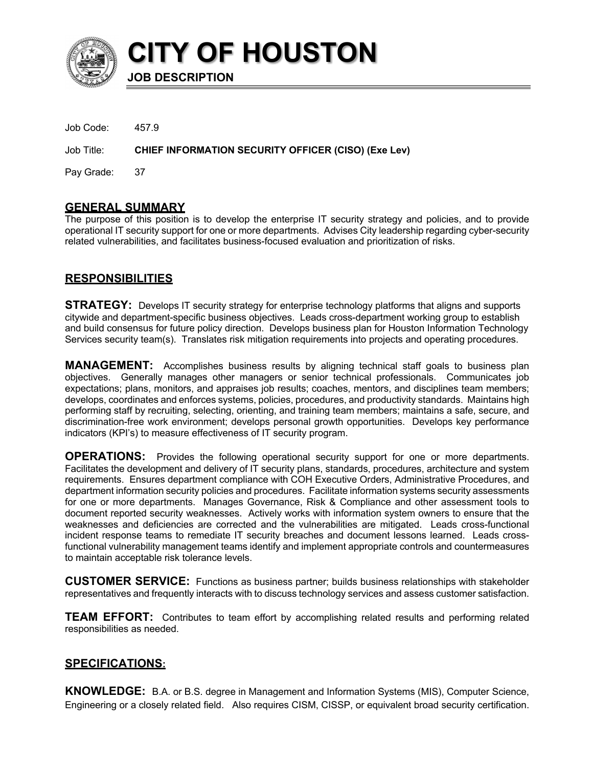# CITY OF HOUSTON

## JOB DESCRIPTION

Job Code: 457.9

Job Title: **CHIEF INFORMATION SECURITY OFFICER (CISO) (Exe Lev)**

Pay Grade: 37

## GENERAL SUMMARY

The purpose of this position is to develop the enterprise IT security strategy and policies, and to provide operational IT security support for one or more departments. Advises City leadership regarding cyber-security related vulnerabilities, and facilitates business-focused evaluation and prioritization of risks.

## RESPONSIBILITIES

**STRATEGY:** Develops IT security strategy for enterprise technology platforms that aligns and supports citywide and department-specific business objectives. Leads cross-department working group to establish and build consensus for future policy direction. Develops business plan for Houston Information Technology Services security team(s). Translates risk mitigation requirements into projects and operating procedures.

**MANAGEMENT:** Accomplishes business results by aligning technical staff goals to business plan objectives. Generally manages other managers or senior technical professionals. Communicates job expectations; plans, monitors, and appraises job results; coaches, mentors, and disciplines team members; develops, coordinates and enforces systems, policies, procedures, and productivity standards. Maintains high performing staff by recruiting, selecting, orienting, and training team members; maintains a safe, secure, and discrimination-free work environment; develops personal growth opportunities. Develops key performance indicators (KPI's) to measure effectiveness of IT security program.

**OPERATIONS:** Provides the following operational security support for one or more departments. Facilitates the development and delivery of IT security plans, standards, procedures, architecture and system requirements. Ensures department compliance with COH Executive Orders, Administrative Procedures, and department information security policies and procedures. Facilitate information systems security assessments for one or more departments. Manages Governance, Risk & Compliance and other assessment tools to document reported security weaknesses. Actively works with information system owners to ensure that the weaknesses and deficiencies are corrected and the vulnerabilities are mitigated. Leads cross-functional incident response teams to remediate IT security breaches and document lessons learned. Leads cross-functional vulnerability management teams identify and implement appropriate controls and countermeasures to maintain acceptable risk tolerance levels.

**CUSTOMER SERVICE:** Functions as business partner; builds business relationships with stakeholder representatives and frequently interacts with to discuss technology services and assess customer satisfaction.

**TEAM EFFORT:** Contributes to team effort by accomplishing related results and performing related responsibilities as needed.

## SPECIFICATIONS:

**KNOWLEDGE:** B.A. or B.S. degree in Management and Information Systems (MIS), Computer Science, Engineering or a closely related field. Also requires CISM, CISSP, or equivalent broad security certification.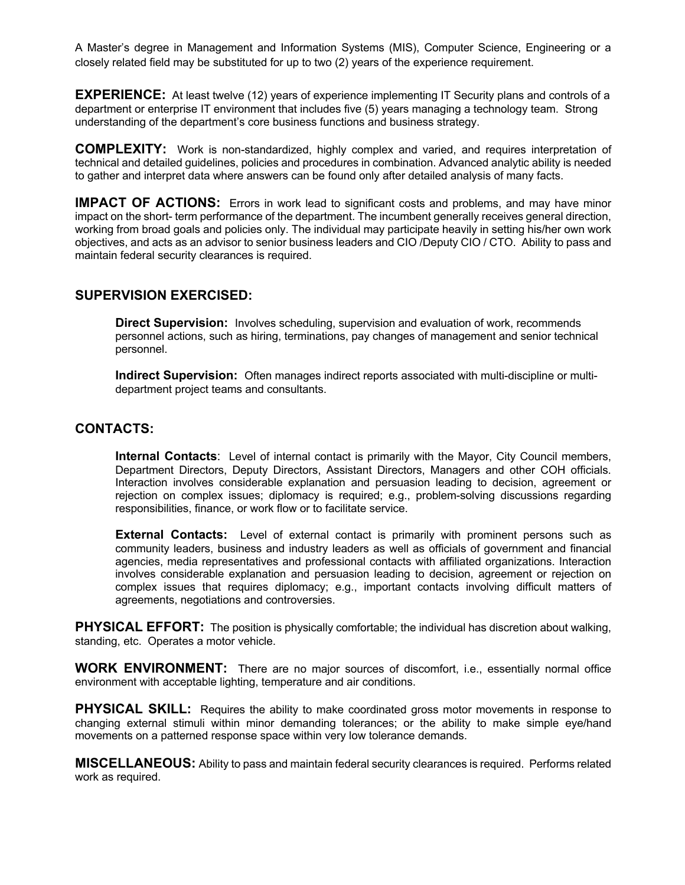A Master's degree in Management and Information Systems (MIS), Computer Science, Engineering or a closely related field may be substituted for up to two (2) years of the experience requirement.

**EXPERIENCE:** At least twelve (12) years of experience implementing IT Security plans and controls of a department or enterprise IT environment that includes five (5) years managing a technology team. Strong understanding of the department's core business functions and business strategy.

**COMPLEXITY:** Work is non-standardized, highly complex and varied, and requires interpretation of technical and detailed guidelines, policies and procedures in combination. Advanced analytic ability is needed to gather and interpret data where answers can be found only after detailed analysis of many facts.

**IMPACT OF ACTIONS:** Errors in work lead to significant costs and problems, and may have minor impact on the short- term performance of the department. The incumbent generally receives general direction, working from broad goals and policies only. The individual may participate heavily in setting his/her own work objectives, and acts as an advisor to senior business leaders and CIO /Deputy CIO / CTO. Ability to pass and maintain federal security clearances is required.

## SUPERVISION EXERCISED:

**Direct Supervision:** Involves scheduling, supervision and evaluation of work, recommends personnel actions, such as hiring, terminations, pay changes of management and senior technical personnel.

**Indirect Supervision:** Often manages indirect reports associated with multi-discipline or multi-department project teams and consultants.

## CONTACTS:

**Internal Contacts**: Level of internal contact is primarily with the Mayor, City Council members, Department Directors, Deputy Directors, Assistant Directors, Managers and other COH officials. Interaction involves considerable explanation and persuasion leading to decision, agreement or rejection on complex issues; diplomacy is required; e.g., problem-solving discussions regarding responsibilities, finance, or work flow or to facilitate service.

**External Contacts:** Level of external contact is primarily with prominent persons such as community leaders, business and industry leaders as well as officials of government and financial agencies, media representatives and professional contacts with affiliated organizations. Interaction involves considerable explanation and persuasion leading to decision, agreement or rejection on complex issues that requires diplomacy; e.g., important contacts involving difficult matters of agreements, negotiations and controversies.

**PHYSICAL EFFORT:** The position is physically comfortable; the individual has discretion about walking, standing, etc. Operates a motor vehicle.

**WORK ENVIRONMENT:** There are no major sources of discomfort, i.e., essentially normal office environment with acceptable lighting, temperature and air conditions.

**PHYSICAL SKILL:** Requires the ability to make coordinated gross motor movements in response to changing external stimuli within minor demanding tolerances; or the ability to make simple eye/hand movements on a patterned response space within very low tolerance demands.

**MISCELLANEOUS:** Ability to pass and maintain federal security clearances is required. Performs related work as required.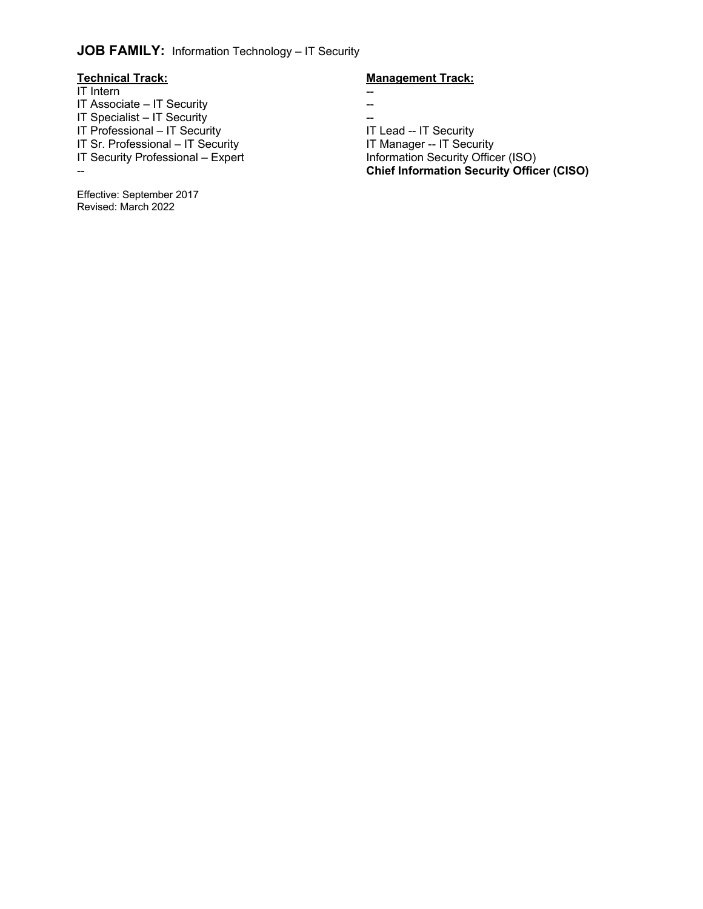**JOB FAMILY:** Information Technology – IT Security

| **Technical Track:** | **Management Track:** |
| --- | --- |
| IT Intern | -- |
| IT Associate – IT Security | -- |
| IT Specialist – IT Security | -- |
| IT Professional – IT Security | IT Lead -- IT Security |
| IT Sr. Professional – IT Security | IT Manager -- IT Security |
| IT Security Professional – Expert | Information Security Officer (ISO) |
| -- | **Chief Information Security Officer (CISO)** |

Effective: September 2017
Revised: March 2022